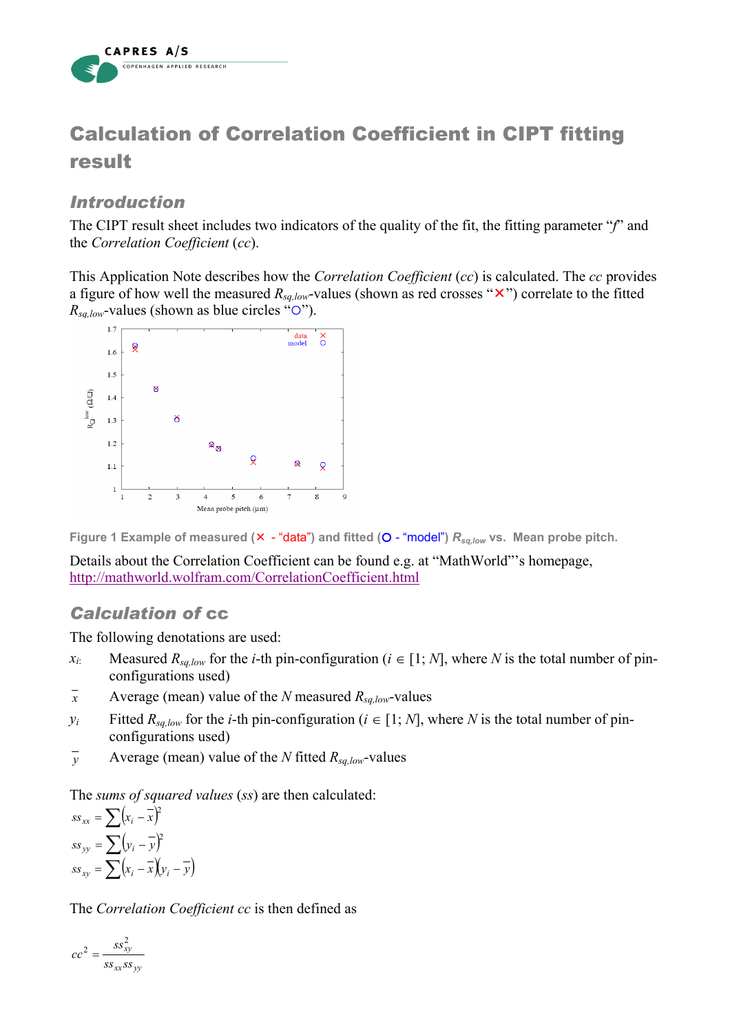# Calculation of Correlation Coefficient in CIPT fitting result

## Introduction

The CIPT result sheet includes two indicators of the quality of the fit, the fitting parameter "*f*" and the *Correlation Coefficient* (*cc*).

This Application Note describes how the *Correlation Coefficient* (*cc*) is calculated. The *cc* provides a figure of how well the measured $R_{sq,low}$-values (shown as red crosses "×") correlate to the fitted $R_{sq,low}$-values (shown as blue circles "○").

**Figure 1 Example of measured (× - "data") and fitted (○ - "model") $R_{sq,low}$ vs. Mean probe pitch.**

Details about the Correlation Coefficient can be found e.g. at "MathWorld"'s homepage, http://mathworld.wolfram.com/CorrelationCoefficient.html

## Calculation of cc

The following denotations are used:

- $x_i$: Measured $R_{sq,low}$ for the *i*-th pin-configuration ($i \in [1; N]$, where $N$ is the total number of pin-configurations used)
- $\bar{x}$ Average (mean) value of the $N$ measured $R_{sq,low}$-values
- $y_i$ Fitted $R_{sq,low}$ for the *i*-th pin-configuration ($i \in [1; N]$, where $N$ is the total number of pin-configurations used)
- $\bar{y}$ Average (mean) value of the $N$ fitted $R_{sq,low}$-values

The *sums of squared values* (*ss*) are then calculated:

$$ss_{xx} = \sum (x_i - \bar{x})^2$$

$$ss_{yy} = \sum (y_i - \bar{y})^2$$

$$ss_{xy} = \sum (x_i - \bar{x})(y_i - \bar{y})$$

The *Correlation Coefficient cc* is then defined as

$$cc^2 = \frac{ss_{xy}^2}{ss_{xx} ss_{yy}}$$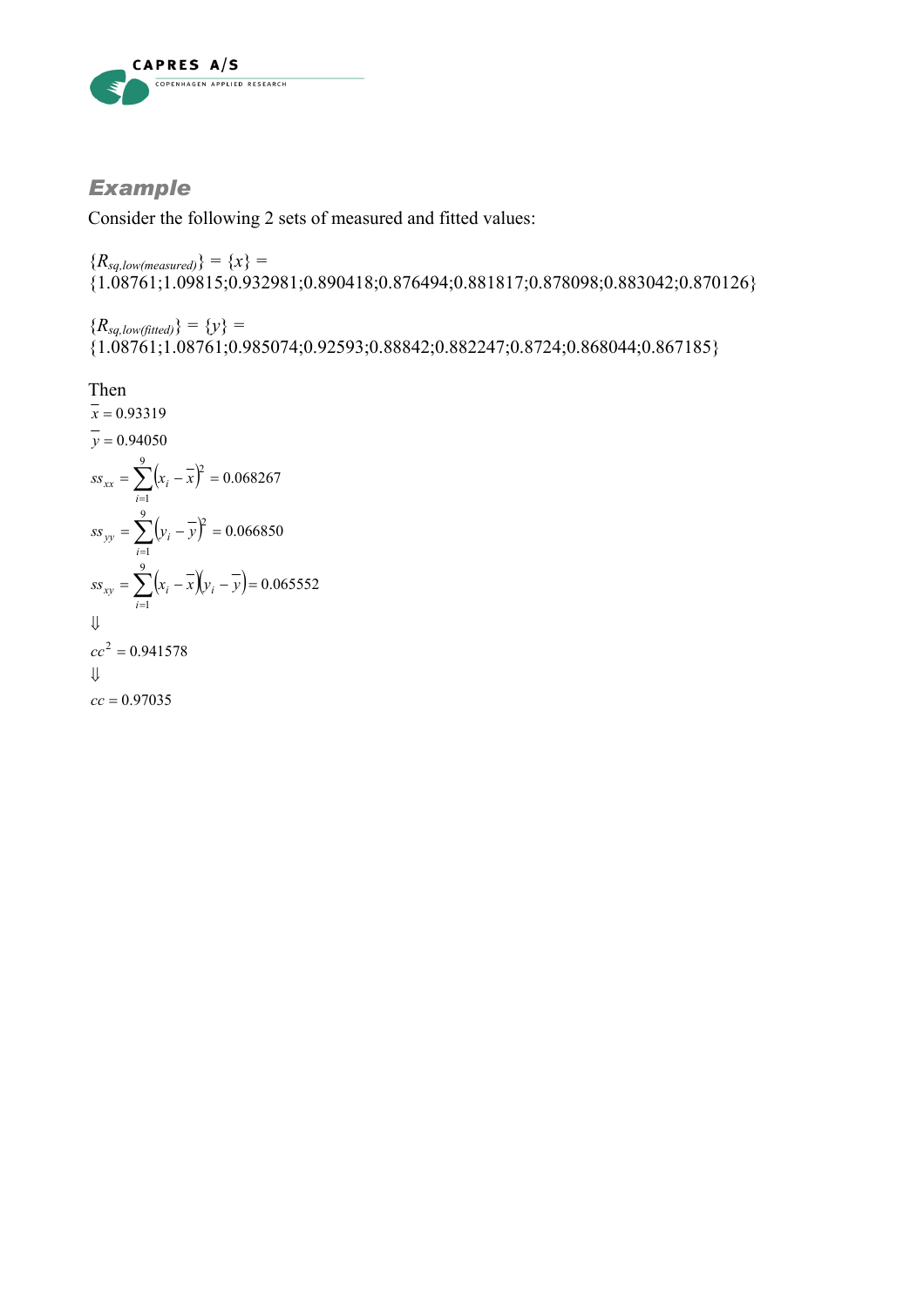## *Example*

Consider the following 2 sets of measured and fitted values:

$\{R_{sq,low(measured)}\} = \{x\} =$
$\{1.08761;1.09815;0.932981;0.890418;0.876494;0.881817;0.878098;0.883042;0.870126\}$

$\{R_{sq,low(fitted)}\} = \{y\} =$
$\{1.08761;1.08761;0.985074;0.92593;0.88842;0.882247;0.8724;0.868044;0.867185\}$

Then

$$\bar{x} = 0.93319$$

$$\bar{y} = 0.94050$$

$$ss_{xx} = \sum_{i=1}^{9}\left(x_i - \bar{x}\right)^2 = 0.068267$$

$$ss_{yy} = \sum_{i=1}^{9}\left(y_i - \bar{y}\right)^2 = 0.066850$$

$$ss_{xy} = \sum_{i=1}^{9}\left(x_i - \bar{x}\right)\left(y_i - \bar{y}\right) = 0.065552$$

$$\Downarrow$$

$$cc^2 = 0.941578$$

$$\Downarrow$$

$$cc = 0.97035$$